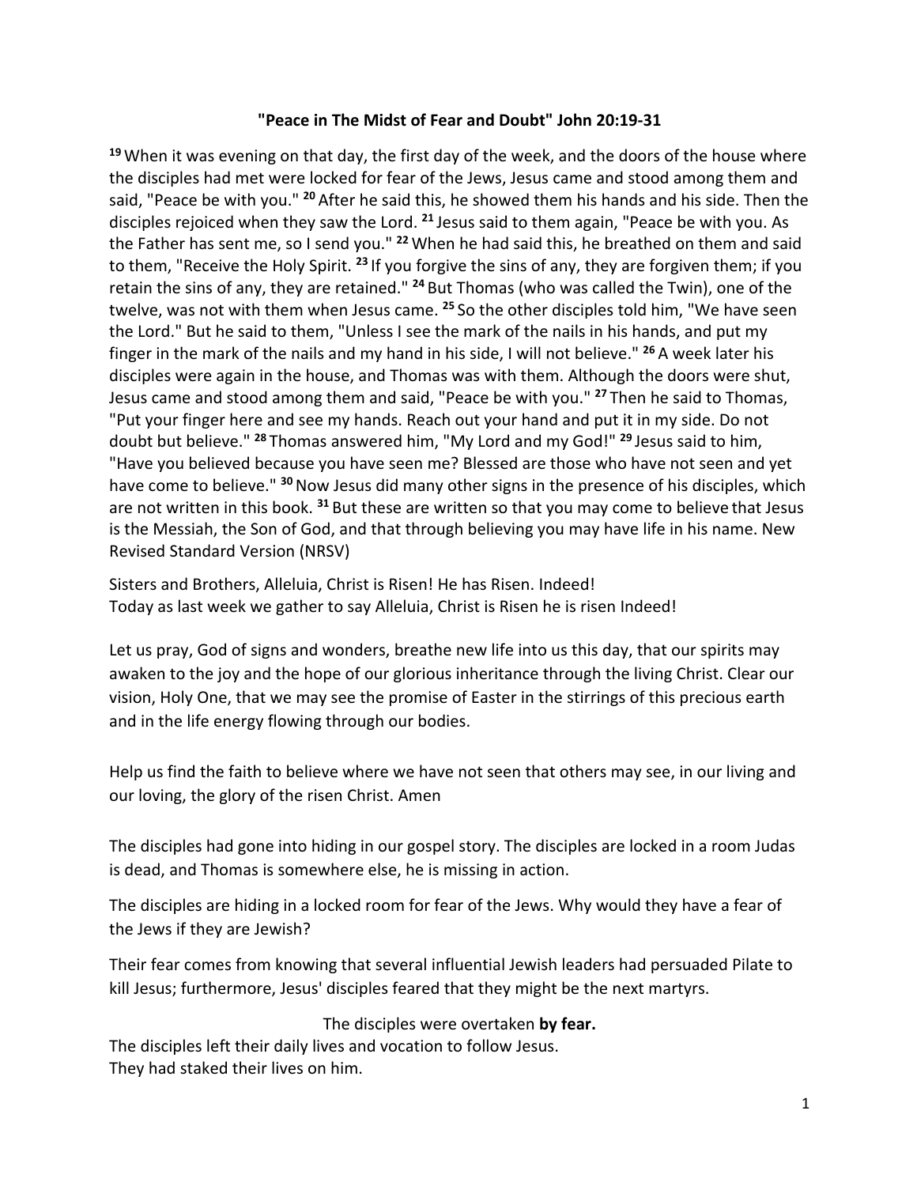**"Peace in The Midst of Fear and Doubt" John 20:19-31**

[19] When it was evening on that day, the first day of the week, and the doors of the house where the disciples had met were locked for fear of the Jews, Jesus came and stood among them and said, "Peace be with you." [20] After he said this, he showed them his hands and his side. Then the disciples rejoiced when they saw the Lord. [21] Jesus said to them again, "Peace be with you. As the Father has sent me, so I send you." [22] When he had said this, he breathed on them and said to them, "Receive the Holy Spirit. [23] If you forgive the sins of any, they are forgiven them; if you retain the sins of any, they are retained." [24] But Thomas (who was called the Twin), one of the twelve, was not with them when Jesus came. [25] So the other disciples told him, "We have seen the Lord." But he said to them, "Unless I see the mark of the nails in his hands, and put my finger in the mark of the nails and my hand in his side, I will not believe." [26] A week later his disciples were again in the house, and Thomas was with them. Although the doors were shut, Jesus came and stood among them and said, "Peace be with you." [27] Then he said to Thomas, "Put your finger here and see my hands. Reach out your hand and put it in my side. Do not doubt but believe." [28] Thomas answered him, "My Lord and my God!" [29] Jesus said to him, "Have you believed because you have seen me? Blessed are those who have not seen and yet have come to believe." [30] Now Jesus did many other signs in the presence of his disciples, which are not written in this book. [31] But these are written so that you may come to believe that Jesus is the Messiah, the Son of God, and that through believing you may have life in his name. New Revised Standard Version (NRSV)

Sisters and Brothers, Alleluia, Christ is Risen! He has Risen. Indeed!
Today as last week we gather to say Alleluia, Christ is Risen he is risen Indeed!

Let us pray, God of signs and wonders, breathe new life into us this day, that our spirits may awaken to the joy and the hope of our glorious inheritance through the living Christ. Clear our vision, Holy One, that we may see the promise of Easter in the stirrings of this precious earth and in the life energy flowing through our bodies.

Help us find the faith to believe where we have not seen that others may see, in our living and our loving, the glory of the risen Christ. Amen

The disciples had gone into hiding in our gospel story. The disciples are locked in a room Judas is dead, and Thomas is somewhere else, he is missing in action.

The disciples are hiding in a locked room for fear of the Jews. Why would they have a fear of the Jews if they are Jewish?

Their fear comes from knowing that several influential Jewish leaders had persuaded Pilate to kill Jesus; furthermore, Jesus' disciples feared that they might be the next martyrs.

The disciples were overtaken **by fear.**

The disciples left their daily lives and vocation to follow Jesus.
They had staked their lives on him.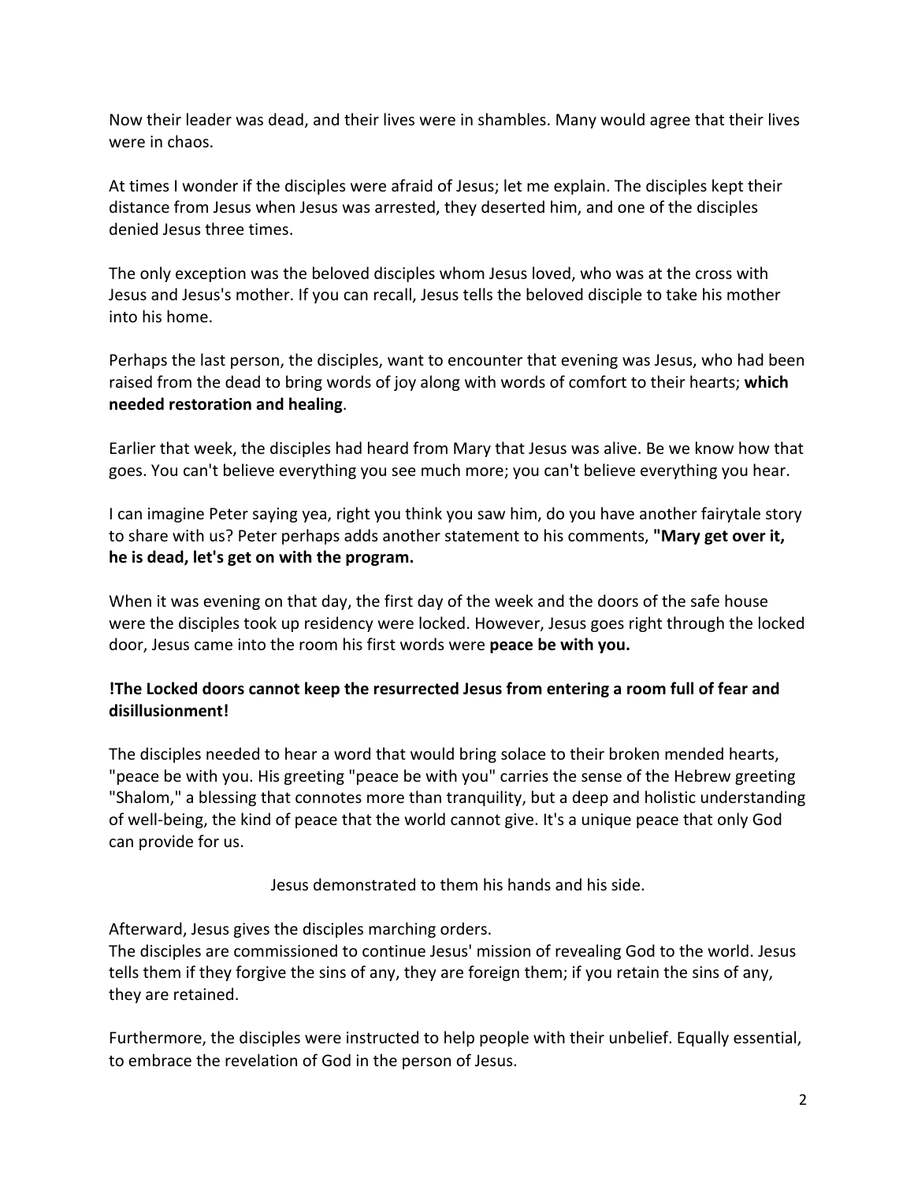Now their leader was dead, and their lives were in shambles. Many would agree that their lives were in chaos.

At times I wonder if the disciples were afraid of Jesus; let me explain. The disciples kept their distance from Jesus when Jesus was arrested, they deserted him, and one of the disciples denied Jesus three times.

The only exception was the beloved disciples whom Jesus loved, who was at the cross with Jesus and Jesus's mother. If you can recall, Jesus tells the beloved disciple to take his mother into his home.

Perhaps the last person, the disciples, want to encounter that evening was Jesus, who had been raised from the dead to bring words of joy along with words of comfort to their hearts; **which needed restoration and healing**.

Earlier that week, the disciples had heard from Mary that Jesus was alive. Be we know how that goes. You can't believe everything you see much more; you can't believe everything you hear.

I can imagine Peter saying yea, right you think you saw him, do you have another fairytale story to share with us? Peter perhaps adds another statement to his comments, **"Mary get over it, he is dead, let's get on with the program.**

When it was evening on that day, the first day of the week and the doors of the safe house were the disciples took up residency were locked. However, Jesus goes right through the locked door, Jesus came into the room his first words were **peace be with you.**

**!The Locked doors cannot keep the resurrected Jesus from entering a room full of fear and disillusionment!**

The disciples needed to hear a word that would bring solace to their broken mended hearts, "peace be with you. His greeting "peace be with you" carries the sense of the Hebrew greeting "Shalom," a blessing that connotes more than tranquility, but a deep and holistic understanding of well-being, the kind of peace that the world cannot give. It's a unique peace that only God can provide for us.

Jesus demonstrated to them his hands and his side.

Afterward, Jesus gives the disciples marching orders.
The disciples are commissioned to continue Jesus' mission of revealing God to the world. Jesus tells them if they forgive the sins of any, they are foreign them; if you retain the sins of any, they are retained.

Furthermore, the disciples were instructed to help people with their unbelief. Equally essential, to embrace the revelation of God in the person of Jesus.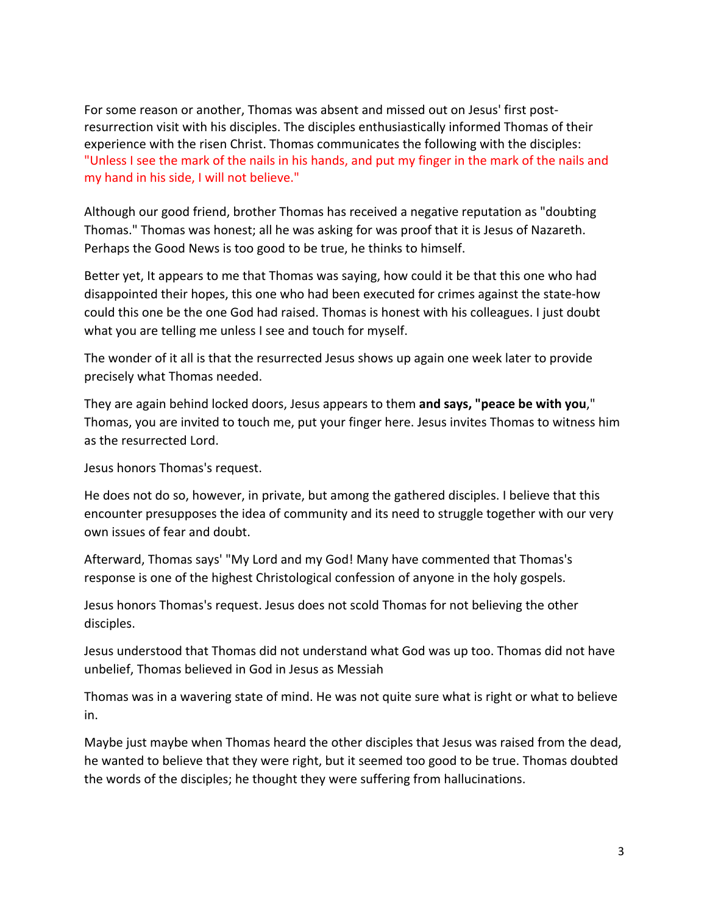For some reason or another, Thomas was absent and missed out on Jesus' first post-resurrection visit with his disciples. The disciples enthusiastically informed Thomas of their experience with the risen Christ. Thomas communicates the following with the disciples: "Unless I see the mark of the nails in his hands, and put my finger in the mark of the nails and my hand in his side, I will not believe."

Although our good friend, brother Thomas has received a negative reputation as "doubting Thomas." Thomas was honest; all he was asking for was proof that it is Jesus of Nazareth. Perhaps the Good News is too good to be true, he thinks to himself.

Better yet, It appears to me that Thomas was saying, how could it be that this one who had disappointed their hopes, this one who had been executed for crimes against the state-how could this one be the one God had raised. Thomas is honest with his colleagues. I just doubt what you are telling me unless I see and touch for myself.

The wonder of it all is that the resurrected Jesus shows up again one week later to provide precisely what Thomas needed.

They are again behind locked doors, Jesus appears to them **and says, "peace be with you**," Thomas, you are invited to touch me, put your finger here. Jesus invites Thomas to witness him as the resurrected Lord.

Jesus honors Thomas's request.

He does not do so, however, in private, but among the gathered disciples. I believe that this encounter presupposes the idea of community and its need to struggle together with our very own issues of fear and doubt.

Afterward, Thomas says' "My Lord and my God! Many have commented that Thomas's response is one of the highest Christological confession of anyone in the holy gospels.

Jesus honors Thomas's request. Jesus does not scold Thomas for not believing the other disciples.

Jesus understood that Thomas did not understand what God was up too. Thomas did not have unbelief, Thomas believed in God in Jesus as Messiah

Thomas was in a wavering state of mind. He was not quite sure what is right or what to believe in.

Maybe just maybe when Thomas heard the other disciples that Jesus was raised from the dead, he wanted to believe that they were right, but it seemed too good to be true. Thomas doubted the words of the disciples; he thought they were suffering from hallucinations.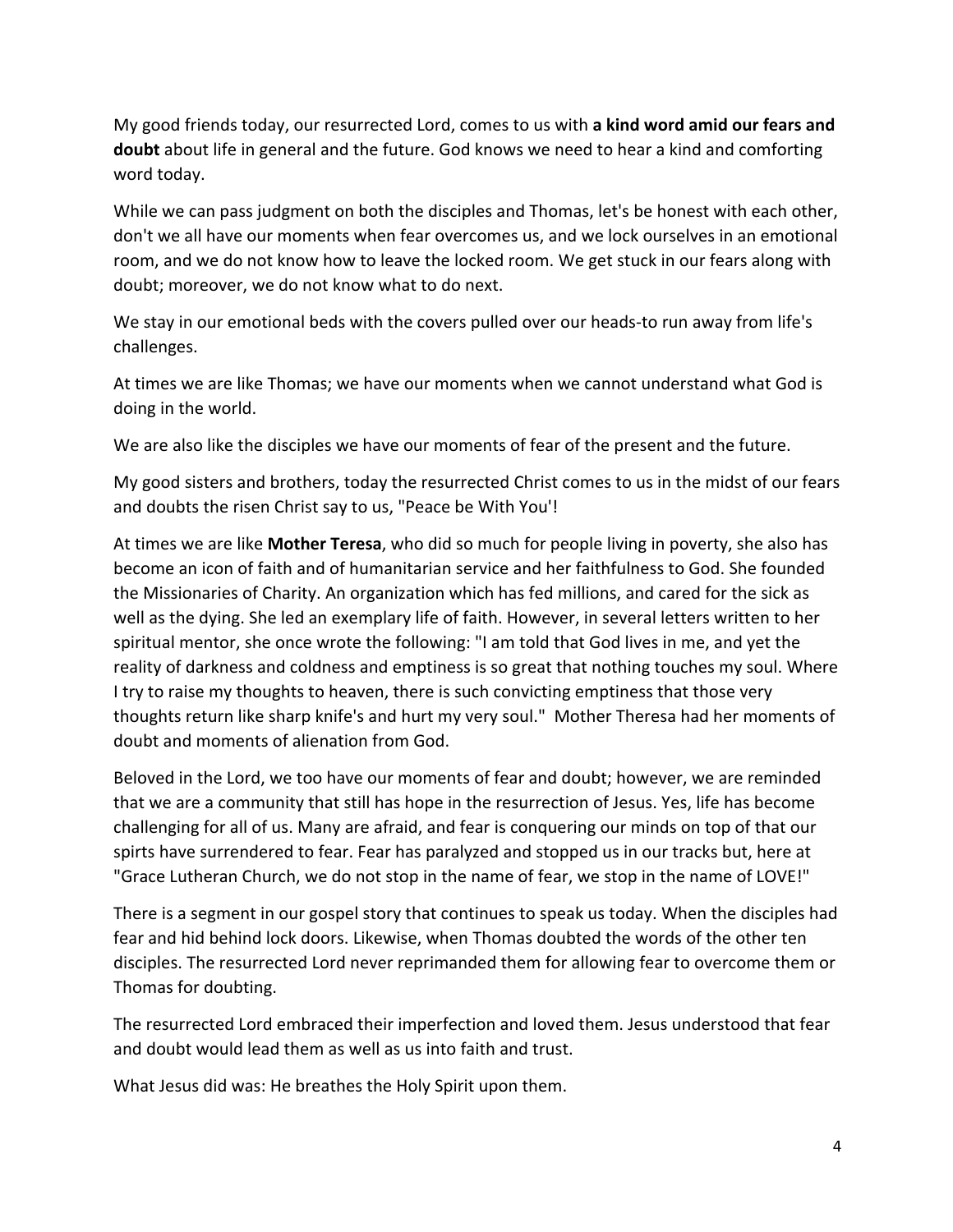My good friends today, our resurrected Lord, comes to us with **a kind word amid our fears and doubt** about life in general and the future. God knows we need to hear a kind and comforting word today.

While we can pass judgment on both the disciples and Thomas, let's be honest with each other, don't we all have our moments when fear overcomes us, and we lock ourselves in an emotional room, and we do not know how to leave the locked room. We get stuck in our fears along with doubt; moreover, we do not know what to do next.

We stay in our emotional beds with the covers pulled over our heads-to run away from life's challenges.

At times we are like Thomas; we have our moments when we cannot understand what God is doing in the world.

We are also like the disciples we have our moments of fear of the present and the future.

My good sisters and brothers, today the resurrected Christ comes to us in the midst of our fears and doubts the risen Christ say to us, "Peace be With You'!

At times we are like **Mother Teresa**, who did so much for people living in poverty, she also has become an icon of faith and of humanitarian service and her faithfulness to God. She founded the Missionaries of Charity. An organization which has fed millions, and cared for the sick as well as the dying. She led an exemplary life of faith. However, in several letters written to her spiritual mentor, she once wrote the following: "I am told that God lives in me, and yet the reality of darkness and coldness and emptiness is so great that nothing touches my soul. Where I try to raise my thoughts to heaven, there is such convicting emptiness that those very thoughts return like sharp knife's and hurt my very soul." Mother Theresa had her moments of doubt and moments of alienation from God.

Beloved in the Lord, we too have our moments of fear and doubt; however, we are reminded that we are a community that still has hope in the resurrection of Jesus. Yes, life has become challenging for all of us. Many are afraid, and fear is conquering our minds on top of that our spirts have surrendered to fear. Fear has paralyzed and stopped us in our tracks but, here at "Grace Lutheran Church, we do not stop in the name of fear, we stop in the name of LOVE!"

There is a segment in our gospel story that continues to speak us today. When the disciples had fear and hid behind lock doors. Likewise, when Thomas doubted the words of the other ten disciples. The resurrected Lord never reprimanded them for allowing fear to overcome them or Thomas for doubting.

The resurrected Lord embraced their imperfection and loved them. Jesus understood that fear and doubt would lead them as well as us into faith and trust.

What Jesus did was: He breathes the Holy Spirit upon them.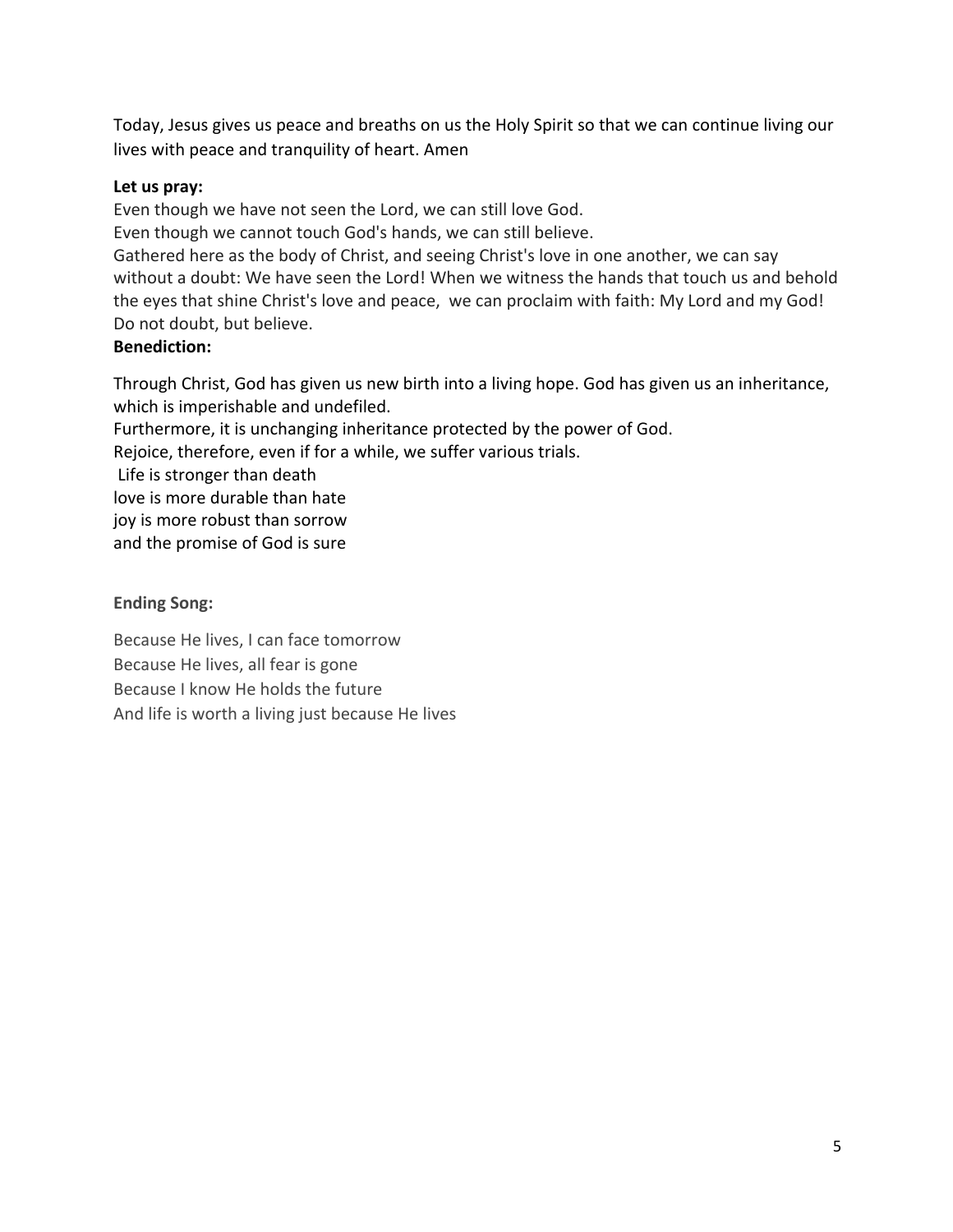Today, Jesus gives us peace and breaths on us the Holy Spirit so that we can continue living our lives with peace and tranquility of heart. Amen

**Let us pray:**

Even though we have not seen the Lord, we can still love God.
Even though we cannot touch God's hands, we can still believe.
Gathered here as the body of Christ, and seeing Christ's love in one another, we can say without a doubt: We have seen the Lord! When we witness the hands that touch us and behold the eyes that shine Christ's love and peace, we can proclaim with faith: My Lord and my God! Do not doubt, but believe.

**Benediction:**

Through Christ, God has given us new birth into a living hope. God has given us an inheritance, which is imperishable and undefiled.
Furthermore, it is unchanging inheritance protected by the power of God.
Rejoice, therefore, even if for a while, we suffer various trials.
Life is stronger than death
love is more durable than hate
joy is more robust than sorrow
and the promise of God is sure

**Ending Song:**

Because He lives, I can face tomorrow
Because He lives, all fear is gone
Because I know He holds the future
And life is worth a living just because He lives